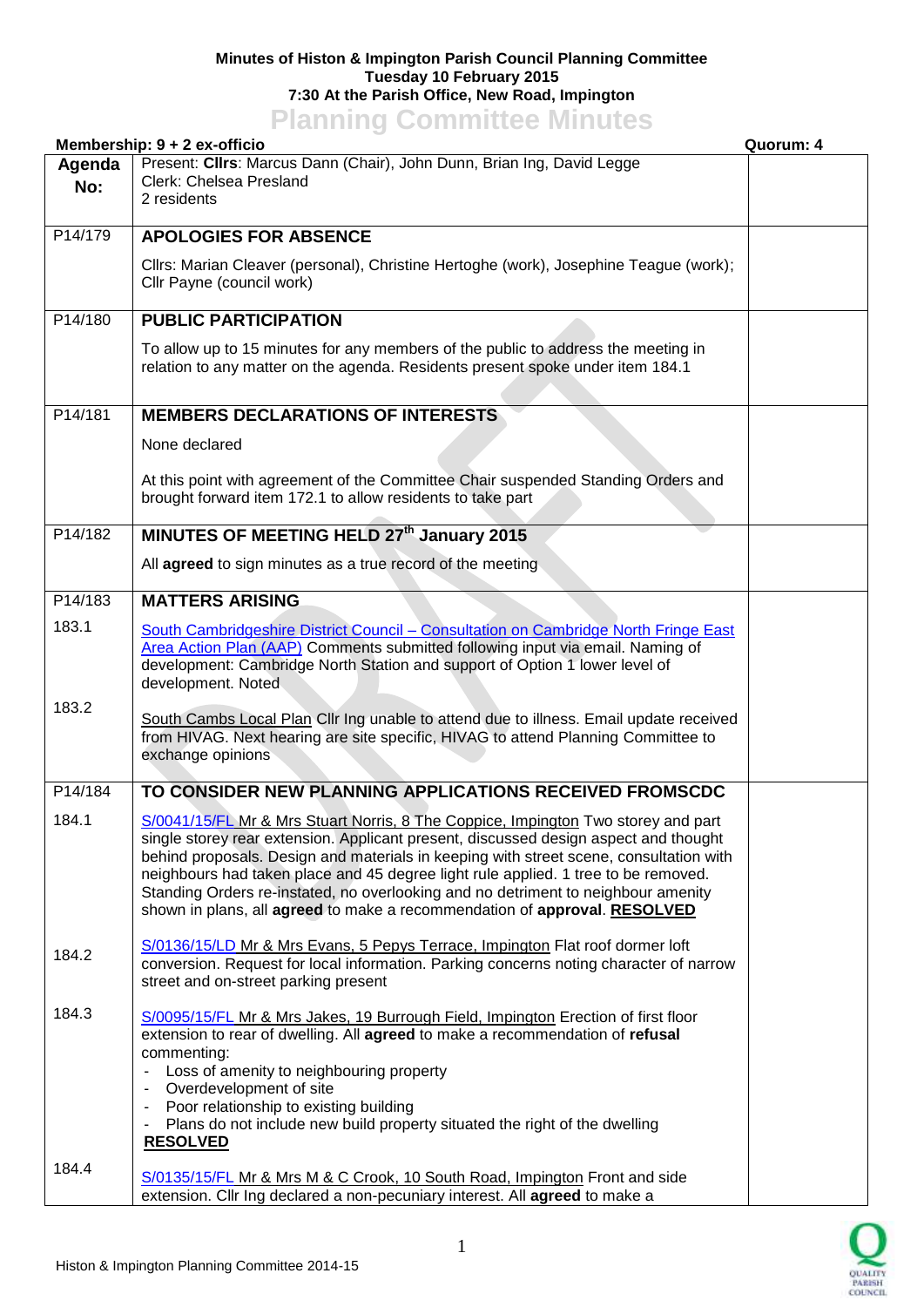**Minutes of Histon & Impington Parish Council Planning Committee**
**Tuesday 10 February 2015**
**7:30 At the Parish Office, New Road, Impington**

# Planning Committee Minutes

**Membership: 9 + 2 ex-officio** **Quorum: 4**

| Agenda No: | Present: **Cllrs**: Marcus Dann (Chair), John Dunn, Brian Ing, David Legge<br>Clerk: Chelsea Presland<br>2 residents | |
|---|---|---|
| P14/179 | **APOLOGIES FOR ABSENCE**<br><br>Cllrs: Marian Cleaver (personal), Christine Hertoghe (work), Josephine Teague (work); Cllr Payne (council work) | |
| P14/180 | **PUBLIC PARTICIPATION**<br><br>To allow up to 15 minutes for any members of the public to address the meeting in relation to any matter on the agenda. Residents present spoke under item 184.1 | |
| P14/181 | **MEMBERS DECLARATIONS OF INTERESTS**<br><br>None declared<br><br>At this point with agreement of the Committee Chair suspended Standing Orders and brought forward item 172.1 to allow residents to take part | |
| P14/182 | **MINUTES OF MEETING HELD 27th January 2015**<br><br>All **agreed** to sign minutes as a true record of the meeting | |
| P14/183 | **MATTERS ARISING** | |
| 183.1 | South Cambridgeshire District Council – Consultation on Cambridge North Fringe East Area Action Plan (AAP) Comments submitted following input via email. Naming of development: Cambridge North Station and support of Option 1 lower level of development. Noted | |
| 183.2 | South Cambs Local Plan Cllr Ing unable to attend due to illness. Email update received from HIVAG. Next hearing are site specific, HIVAG to attend Planning Committee to exchange opinions | |
| P14/184 | **TO CONSIDER NEW PLANNING APPLICATIONS RECEIVED FROMSCDC** | |
| 184.1 | S/0041/15/FL Mr & Mrs Stuart Norris, 8 The Coppice, Impington Two storey and part single storey rear extension. Applicant present, discussed design aspect and thought behind proposals. Design and materials in keeping with street scene, consultation with neighbours had taken place and 45 degree light rule applied. 1 tree to be removed. Standing Orders re-instated, no overlooking and no detriment to neighbour amenity shown in plans, all **agreed** to make a recommendation of **approval**. **RESOLVED** | |
| 184.2 | S/0136/15/LD Mr & Mrs Evans, 5 Pepys Terrace, Impington Flat roof dormer loft conversion. Request for local information. Parking concerns noting character of narrow street and on-street parking present | |
| 184.3 | S/0095/15/FL Mr & Mrs Jakes, 19 Burrough Field, Impington Erection of first floor extension to rear of dwelling. All **agreed** to make a recommendation of **refusal** commenting:<br>- Loss of amenity to neighbouring property<br>- Overdevelopment of site<br>- Poor relationship to existing building<br>- Plans do not include new build property situated the right of the dwelling<br>**RESOLVED** | |
| 184.4 | S/0135/15/FL Mr & Mrs M & C Crook, 10 South Road, Impington Front and side extension. Cllr Ing declared a non-pecuniary interest. All **agreed** to make a | |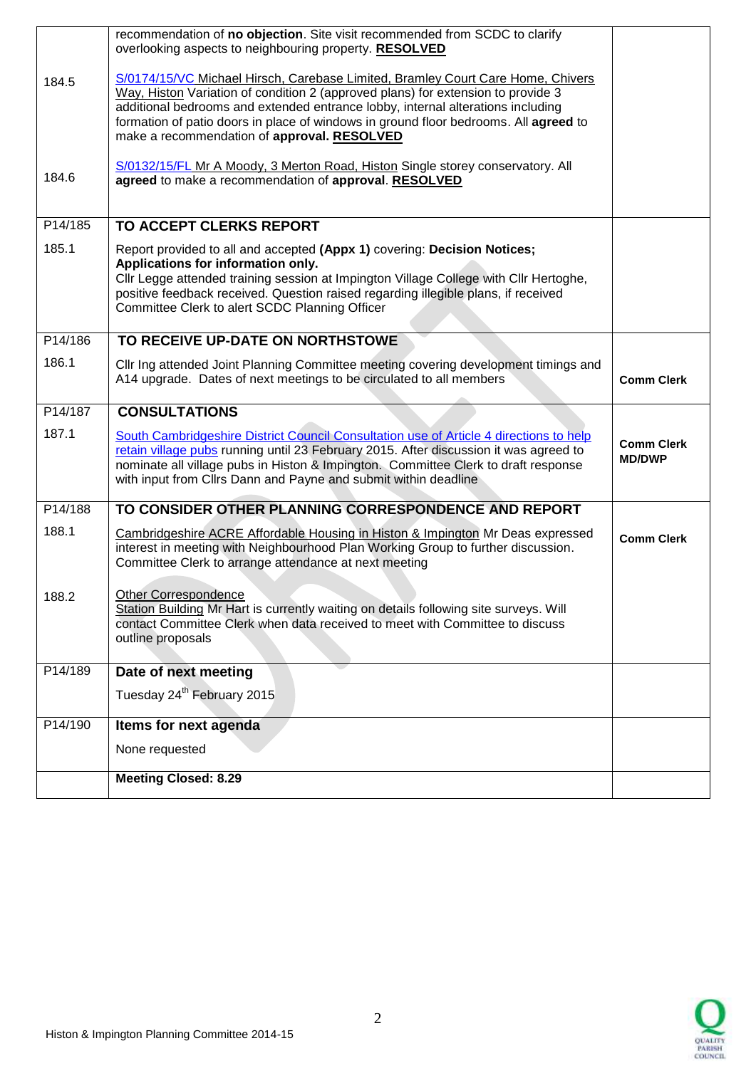| | | |
|---|---|---|
| | recommendation of **no objection**. Site visit recommended from SCDC to clarify overlooking aspects to neighbouring property. **RESOLVED** | |
| 184.5 | S/0174/15/VC Michael Hirsch, Carebase Limited, Bramley Court Care Home, Chivers Way, Histon Variation of condition 2 (approved plans) for extension to provide 3 additional bedrooms and extended entrance lobby, internal alterations including formation of patio doors in place of windows in ground floor bedrooms. All **agreed** to make a recommendation of **approval. RESOLVED** | |
| 184.6 | S/0132/15/FL Mr A Moody, 3 Merton Road, Histon Single storey conservatory. All **agreed** to make a recommendation of **approval**. **RESOLVED** | |
| P14/185 | **TO ACCEPT CLERKS REPORT** | |
| 185.1 | Report provided to all and accepted **(Appx 1)** covering: **Decision Notices; Applications for information only.** Cllr Legge attended training session at Impington Village College with Cllr Hertoghe, positive feedback received. Question raised regarding illegible plans, if received Committee Clerk to alert SCDC Planning Officer | |
| P14/186 | **TO RECEIVE UP-DATE ON NORTHSTOWE** | |
| 186.1 | Cllr Ing attended Joint Planning Committee meeting covering development timings and A14 upgrade. Dates of next meetings to be circulated to all members | **Comm Clerk** |
| P14/187 | **CONSULTATIONS** | |
| 187.1 | South Cambridgeshire District Council Consultation use of Article 4 directions to help retain village pubs running until 23 February 2015. After discussion it was agreed to nominate all village pubs in Histon & Impington. Committee Clerk to draft response with input from Cllrs Dann and Payne and submit within deadline | **Comm Clerk MD/DWP** |
| P14/188 | **TO CONSIDER OTHER PLANNING CORRESPONDENCE AND REPORT** | |
| 188.1 | Cambridgeshire ACRE Affordable Housing in Histon & Impington Mr Deas expressed interest in meeting with Neighbourhood Plan Working Group to further discussion. Committee Clerk to arrange attendance at next meeting | **Comm Clerk** |
| 188.2 | Other Correspondence<br>Station Building Mr Hart is currently waiting on details following site surveys. Will contact Committee Clerk when data received to meet with Committee to discuss outline proposals | |
| P14/189 | **Date of next meeting**<br>Tuesday 24th February 2015 | |
| P14/190 | **Items for next agenda**<br>None requested | |
| | **Meeting Closed: 8.29** | |